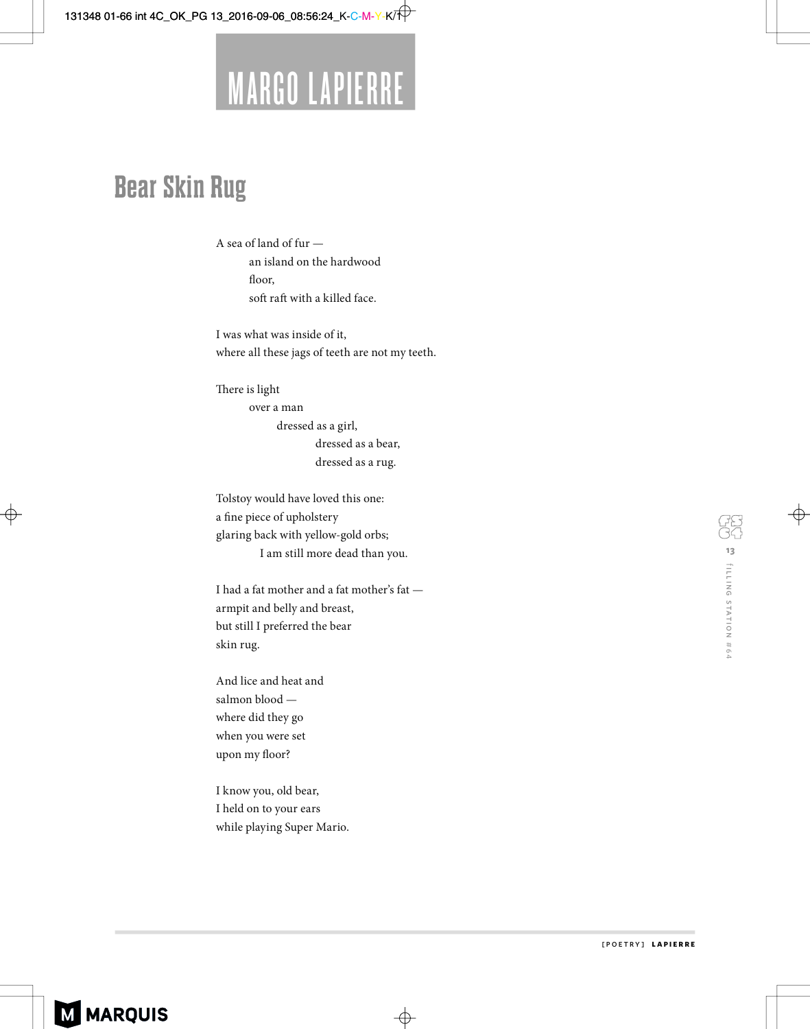# MARGO LAPIERRE

## Bear Skin Rug

A sea of land of fur —
&nbsp;&nbsp;&nbsp;&nbsp;&nbsp;&nbsp;&nbsp;&nbsp;an island on the hardwood
&nbsp;&nbsp;&nbsp;&nbsp;&nbsp;&nbsp;&nbsp;&nbsp;floor,
&nbsp;&nbsp;&nbsp;&nbsp;&nbsp;&nbsp;&nbsp;&nbsp;soft raft with a killed face.

I was what was inside of it,
where all these jags of teeth are not my teeth.

There is light
&nbsp;&nbsp;&nbsp;&nbsp;&nbsp;&nbsp;&nbsp;&nbsp;over a man
&nbsp;&nbsp;&nbsp;&nbsp;&nbsp;&nbsp;&nbsp;&nbsp;&nbsp;&nbsp;&nbsp;&nbsp;&nbsp;&nbsp;&nbsp;&nbsp;dressed as a girl,
&nbsp;&nbsp;&nbsp;&nbsp;&nbsp;&nbsp;&nbsp;&nbsp;&nbsp;&nbsp;&nbsp;&nbsp;&nbsp;&nbsp;&nbsp;&nbsp;&nbsp;&nbsp;&nbsp;&nbsp;&nbsp;&nbsp;&nbsp;&nbsp;dressed as a bear,
&nbsp;&nbsp;&nbsp;&nbsp;&nbsp;&nbsp;&nbsp;&nbsp;&nbsp;&nbsp;&nbsp;&nbsp;&nbsp;&nbsp;&nbsp;&nbsp;&nbsp;&nbsp;&nbsp;&nbsp;&nbsp;&nbsp;&nbsp;&nbsp;dressed as a rug.

Tolstoy would have loved this one:
a fine piece of upholstery
glaring back with yellow-gold orbs;
&nbsp;&nbsp;&nbsp;&nbsp;&nbsp;&nbsp;&nbsp;&nbsp;&nbsp;&nbsp;&nbsp;&nbsp;I am still more dead than you.

I had a fat mother and a fat mother's fat —
armpit and belly and breast,
but still I preferred the bear
skin rug.

And lice and heat and
salmon blood —
where did they go
when you were set
upon my floor?

I know you, old bear,
I held on to your ears
while playing Super Mario.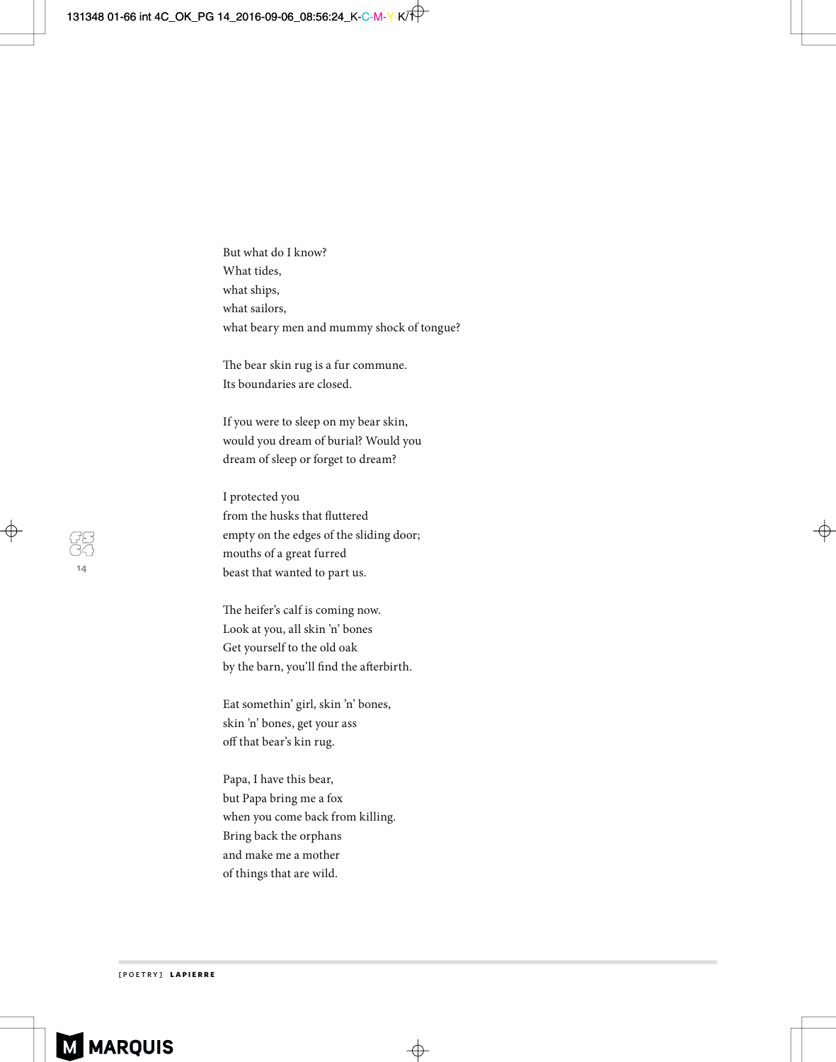But what do I know?  
What tides,  
what ships,  
what sailors,  
what beary men and mummy shock of tongue?

The bear skin rug is a fur commune.  
Its boundaries are closed.

If you were to sleep on my bear skin,  
would you dream of burial? Would you  
dream of sleep or forget to dream?

I protected you  
from the husks that fluttered  
empty on the edges of the sliding door;  
mouths of a great furred  
beast that wanted to part us.

The heifer's calf is coming now.  
Look at you, all skin 'n' bones  
Get yourself to the old oak  
by the barn, you'll find the afterbirth.

Eat somethin' girl, skin 'n' bones,  
skin 'n' bones, get your ass  
off that bear's kin rug.

Papa, I have this bear,  
but Papa bring me a fox  
when you come back from killing.  
Bring back the orphans  
and make me a mother  
of things that are wild.